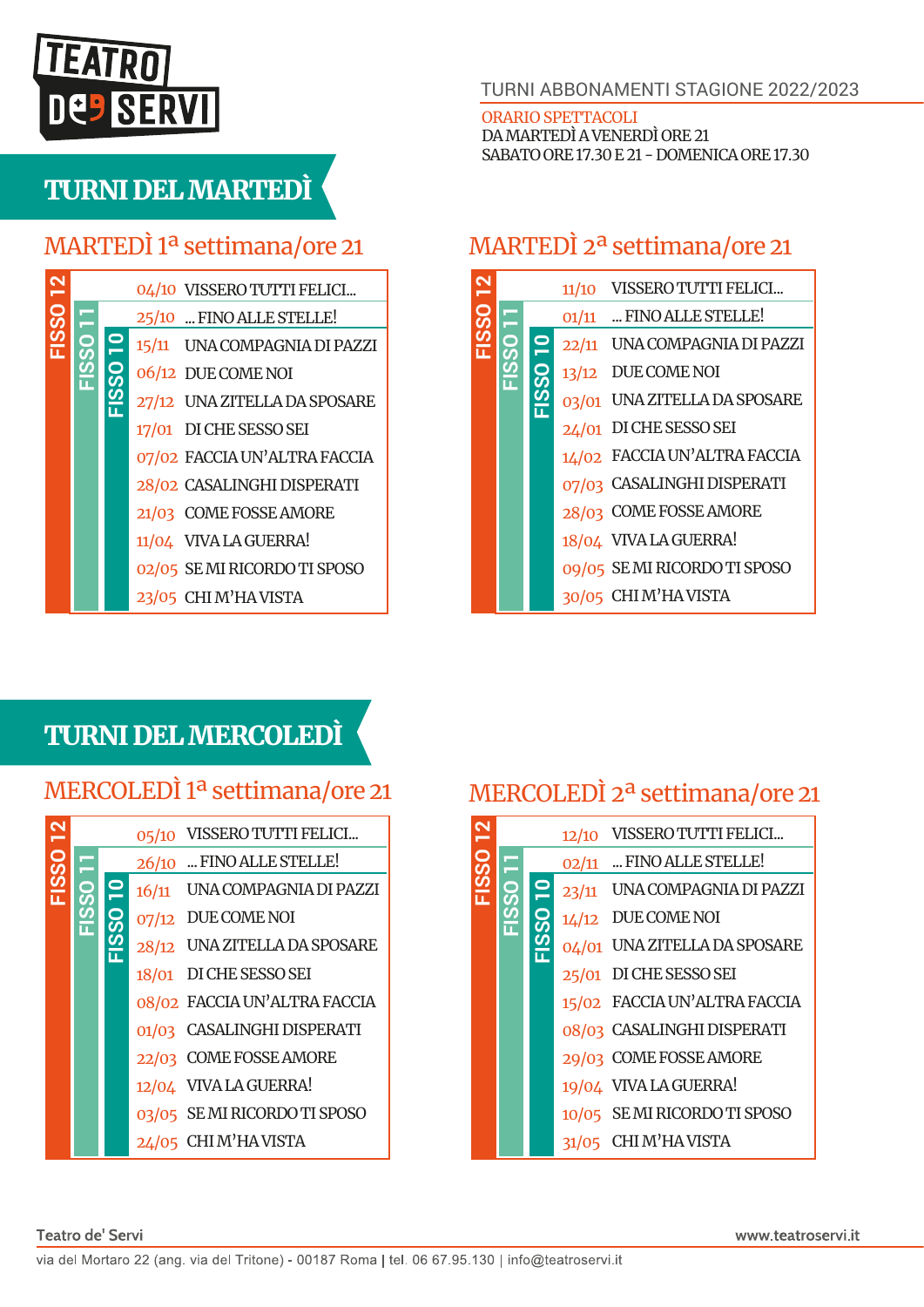TEATRO DE' SERVI

TURNI ABBONAMENTI STAGIONE 2022/2023

ORARIO SPETTACOLI
DA MARTEDÌ A VENERDÌ ORE 21
SABATO ORE 17.30 E 21 - DOMENICA ORE 17.30

# TURNI DEL MARTEDÌ

## MARTEDÌ 1ª settimana/ore 21

| Turni | Data | Spettacolo |
|---|---|---|
| FISSO 12 | 04/10 | VISSERO TUTTI FELICI... |
| FISSO 12, FISSO 11 | 25/10 | ... FINO ALLE STELLE! |
| FISSO 12, FISSO 11, FISSO 10 | 15/11 | UNA COMPAGNIA DI PAZZI |
| FISSO 12, FISSO 11, FISSO 10 | 06/12 | DUE COME NOI |
| FISSO 12, FISSO 11, FISSO 10 | 27/12 | UNA ZITELLA DA SPOSARE |
| FISSO 12, FISSO 11, FISSO 10 | 17/01 | DI CHE SESSO SEI |
| FISSO 12, FISSO 11, FISSO 10 | 07/02 | FACCIA UN'ALTRA FACCIA |
| FISSO 12, FISSO 11, FISSO 10 | 28/02 | CASALINGHI DISPERATI |
| FISSO 12, FISSO 11, FISSO 10 | 21/03 | COME FOSSE AMORE |
| FISSO 12, FISSO 11, FISSO 10 | 11/04 | VIVA LA GUERRA! |
| FISSO 12, FISSO 11, FISSO 10 | 02/05 | SE MI RICORDO TI SPOSO |
| FISSO 12, FISSO 11, FISSO 10 | 23/05 | CHI M'HA VISTA |

## MARTEDÌ 2ª settimana/ore 21

| Turni | Data | Spettacolo |
|---|---|---|
| FISSO 12 | 11/10 | VISSERO TUTTI FELICI... |
| FISSO 12, FISSO 11 | 01/11 | ... FINO ALLE STELLE! |
| FISSO 12, FISSO 11, FISSO 10 | 22/11 | UNA COMPAGNIA DI PAZZI |
| FISSO 12, FISSO 11, FISSO 10 | 13/12 | DUE COME NOI |
| FISSO 12, FISSO 11, FISSO 10 | 03/01 | UNA ZITELLA DA SPOSARE |
| FISSO 12, FISSO 11, FISSO 10 | 24/01 | DI CHE SESSO SEI |
| FISSO 12, FISSO 11, FISSO 10 | 14/02 | FACCIA UN'ALTRA FACCIA |
| FISSO 12, FISSO 11, FISSO 10 | 07/03 | CASALINGHI DISPERATI |
| FISSO 12, FISSO 11, FISSO 10 | 28/03 | COME FOSSE AMORE |
| FISSO 12, FISSO 11, FISSO 10 | 18/04 | VIVA LA GUERRA! |
| FISSO 12, FISSO 11, FISSO 10 | 09/05 | SE MI RICORDO TI SPOSO |
| FISSO 12, FISSO 11, FISSO 10 | 30/05 | CHI M'HA VISTA |

# TURNI DEL MERCOLEDÌ

## MERCOLEDÌ 1ª settimana/ore 21

| Turni | Data | Spettacolo |
|---|---|---|
| FISSO 12 | 05/10 | VISSERO TUTTI FELICI... |
| FISSO 12, FISSO 11 | 26/10 | ... FINO ALLE STELLE! |
| FISSO 12, FISSO 11, FISSO 10 | 16/11 | UNA COMPAGNIA DI PAZZI |
| FISSO 12, FISSO 11, FISSO 10 | 07/12 | DUE COME NOI |
| FISSO 12, FISSO 11, FISSO 10 | 28/12 | UNA ZITELLA DA SPOSARE |
| FISSO 12, FISSO 11, FISSO 10 | 18/01 | DI CHE SESSO SEI |
| FISSO 12, FISSO 11, FISSO 10 | 08/02 | FACCIA UN'ALTRA FACCIA |
| FISSO 12, FISSO 11, FISSO 10 | 01/03 | CASALINGHI DISPERATI |
| FISSO 12, FISSO 11, FISSO 10 | 22/03 | COME FOSSE AMORE |
| FISSO 12, FISSO 11, FISSO 10 | 12/04 | VIVA LA GUERRA! |
| FISSO 12, FISSO 11, FISSO 10 | 03/05 | SE MI RICORDO TI SPOSO |
| FISSO 12, FISSO 11, FISSO 10 | 24/05 | CHI M'HA VISTA |

## MERCOLEDÌ 2ª settimana/ore 21

| Turni | Data | Spettacolo |
|---|---|---|
| FISSO 12 | 12/10 | VISSERO TUTTI FELICI... |
| FISSO 12, FISSO 11 | 02/11 | ... FINO ALLE STELLE! |
| FISSO 12, FISSO 11, FISSO 10 | 23/11 | UNA COMPAGNIA DI PAZZI |
| FISSO 12, FISSO 11, FISSO 10 | 14/12 | DUE COME NOI |
| FISSO 12, FISSO 11, FISSO 10 | 04/01 | UNA ZITELLA DA SPOSARE |
| FISSO 12, FISSO 11, FISSO 10 | 25/01 | DI CHE SESSO SEI |
| FISSO 12, FISSO 11, FISSO 10 | 15/02 | FACCIA UN'ALTRA FACCIA |
| FISSO 12, FISSO 11, FISSO 10 | 08/03 | CASALINGHI DISPERATI |
| FISSO 12, FISSO 11, FISSO 10 | 29/03 | COME FOSSE AMORE |
| FISSO 12, FISSO 11, FISSO 10 | 19/04 | VIVA LA GUERRA! |
| FISSO 12, FISSO 11, FISSO 10 | 10/05 | SE MI RICORDO TI SPOSO |
| FISSO 12, FISSO 11, FISSO 10 | 31/05 | CHI M'HA VISTA |

Teatro de' Servi — www.teatroservi.it

via del Mortaro 22 (ang. via del Tritone) - 00187 Roma | tel. 06 67.95.130 | info@teatroservi.it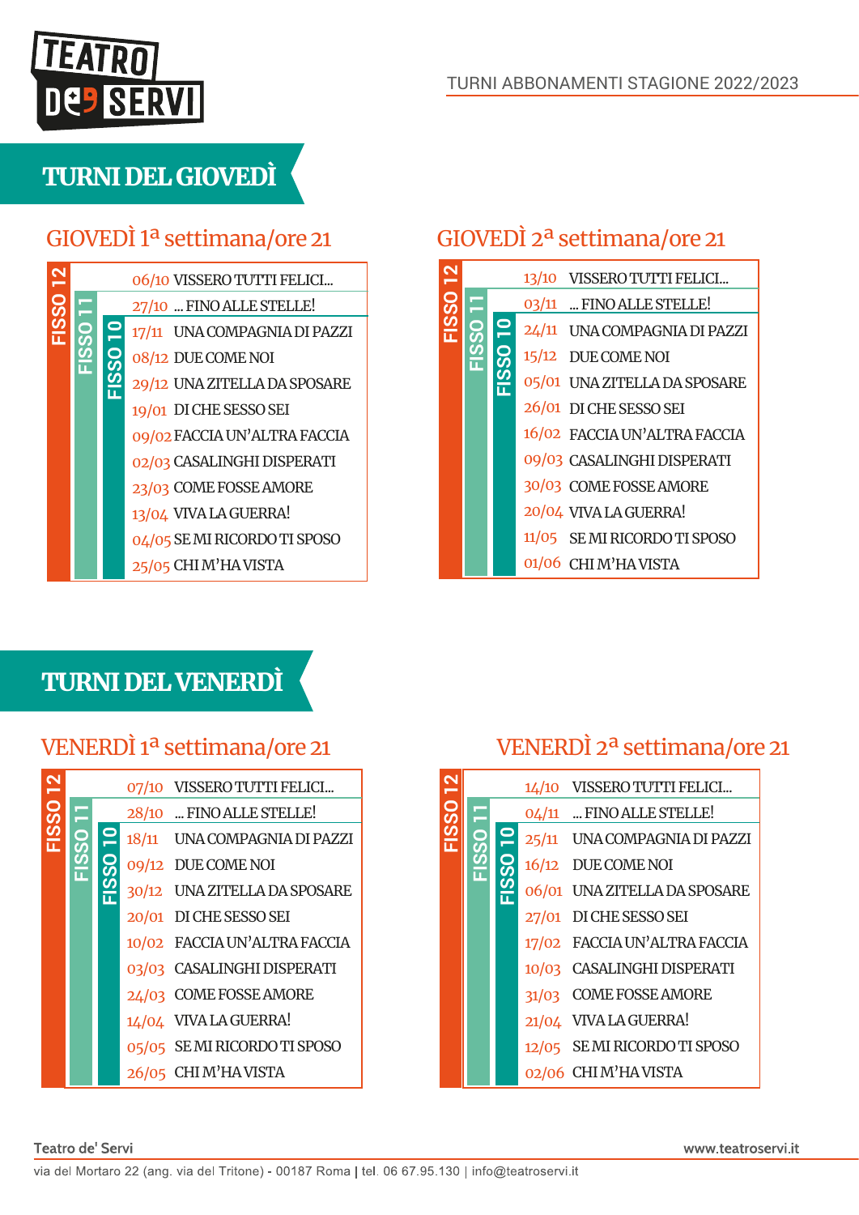TURNI ABBONAMENTI STAGIONE 2022/2023

# TURNI DEL GIOVEDÌ

## GIOVEDÌ 1ª settimana/ore 21

| FISSO 12 | FISSO 11 | FISSO 10 | Data | Spettacolo |
|---|---|---|---|---|
| ✓ | | | 06/10 | VISSERO TUTTI FELICI... |
| ✓ | ✓ | | 27/10 | ... FINO ALLE STELLE! |
| ✓ | ✓ | ✓ | 17/11 | UNA COMPAGNIA DI PAZZI |
| ✓ | ✓ | ✓ | 08/12 | DUE COME NOI |
| ✓ | ✓ | ✓ | 29/12 | UNA ZITELLA DA SPOSARE |
| ✓ | ✓ | ✓ | 19/01 | DI CHE SESSO SEI |
| ✓ | ✓ | ✓ | 09/02 | FACCIA UN'ALTRA FACCIA |
| ✓ | ✓ | ✓ | 02/03 | CASALINGHI DISPERATI |
| ✓ | ✓ | ✓ | 23/03 | COME FOSSE AMORE |
| ✓ | ✓ | ✓ | 13/04 | VIVA LA GUERRA! |
| ✓ | ✓ | ✓ | 04/05 | SE MI RICORDO TI SPOSO |
| ✓ | ✓ | ✓ | 25/05 | CHI M'HA VISTA |

## GIOVEDÌ 2ª settimana/ore 21

| FISSO 12 | FISSO 11 | FISSO 10 | Data | Spettacolo |
|---|---|---|---|---|
| ✓ | | | 13/10 | VISSERO TUTTI FELICI... |
| ✓ | ✓ | | 03/11 | ... FINO ALLE STELLE! |
| ✓ | ✓ | ✓ | 24/11 | UNA COMPAGNIA DI PAZZI |
| ✓ | ✓ | ✓ | 15/12 | DUE COME NOI |
| ✓ | ✓ | ✓ | 05/01 | UNA ZITELLA DA SPOSARE |
| ✓ | ✓ | ✓ | 26/01 | DI CHE SESSO SEI |
| ✓ | ✓ | ✓ | 16/02 | FACCIA UN'ALTRA FACCIA |
| ✓ | ✓ | ✓ | 09/03 | CASALINGHI DISPERATI |
| ✓ | ✓ | ✓ | 30/03 | COME FOSSE AMORE |
| ✓ | ✓ | ✓ | 20/04 | VIVA LA GUERRA! |
| ✓ | ✓ | ✓ | 11/05 | SE MI RICORDO TI SPOSO |
| ✓ | ✓ | ✓ | 01/06 | CHI M'HA VISTA |

# TURNI DEL VENERDÌ

## VENERDÌ 1ª settimana/ore 21

| FISSO 12 | FISSO 11 | FISSO 10 | Data | Spettacolo |
|---|---|---|---|---|
| ✓ | | | 07/10 | VISSERO TUTTI FELICI... |
| ✓ | ✓ | | 28/10 | ... FINO ALLE STELLE! |
| ✓ | ✓ | ✓ | 18/11 | UNA COMPAGNIA DI PAZZI |
| ✓ | ✓ | ✓ | 09/12 | DUE COME NOI |
| ✓ | ✓ | ✓ | 30/12 | UNA ZITELLA DA SPOSARE |
| ✓ | ✓ | ✓ | 20/01 | DI CHE SESSO SEI |
| ✓ | ✓ | ✓ | 10/02 | FACCIA UN'ALTRA FACCIA |
| ✓ | ✓ | ✓ | 03/03 | CASALINGHI DISPERATI |
| ✓ | ✓ | ✓ | 24/03 | COME FOSSE AMORE |
| ✓ | ✓ | ✓ | 14/04 | VIVA LA GUERRA! |
| ✓ | ✓ | ✓ | 05/05 | SE MI RICORDO TI SPOSO |
| ✓ | ✓ | ✓ | 26/05 | CHI M'HA VISTA |

## VENERDÌ 2ª settimana/ore 21

| FISSO 12 | FISSO 11 | FISSO 10 | Data | Spettacolo |
|---|---|---|---|---|
| ✓ | | | 14/10 | VISSERO TUTTI FELICI... |
| ✓ | ✓ | | 04/11 | ... FINO ALLE STELLE! |
| ✓ | ✓ | ✓ | 25/11 | UNA COMPAGNIA DI PAZZI |
| ✓ | ✓ | ✓ | 16/12 | DUE COME NOI |
| ✓ | ✓ | ✓ | 06/01 | UNA ZITELLA DA SPOSARE |
| ✓ | ✓ | ✓ | 27/01 | DI CHE SESSO SEI |
| ✓ | ✓ | ✓ | 17/02 | FACCIA UN'ALTRA FACCIA |
| ✓ | ✓ | ✓ | 10/03 | CASALINGHI DISPERATI |
| ✓ | ✓ | ✓ | 31/03 | COME FOSSE AMORE |
| ✓ | ✓ | ✓ | 21/04 | VIVA LA GUERRA! |
| ✓ | ✓ | ✓ | 12/05 | SE MI RICORDO TI SPOSO |
| ✓ | ✓ | ✓ | 02/06 | CHI M'HA VISTA |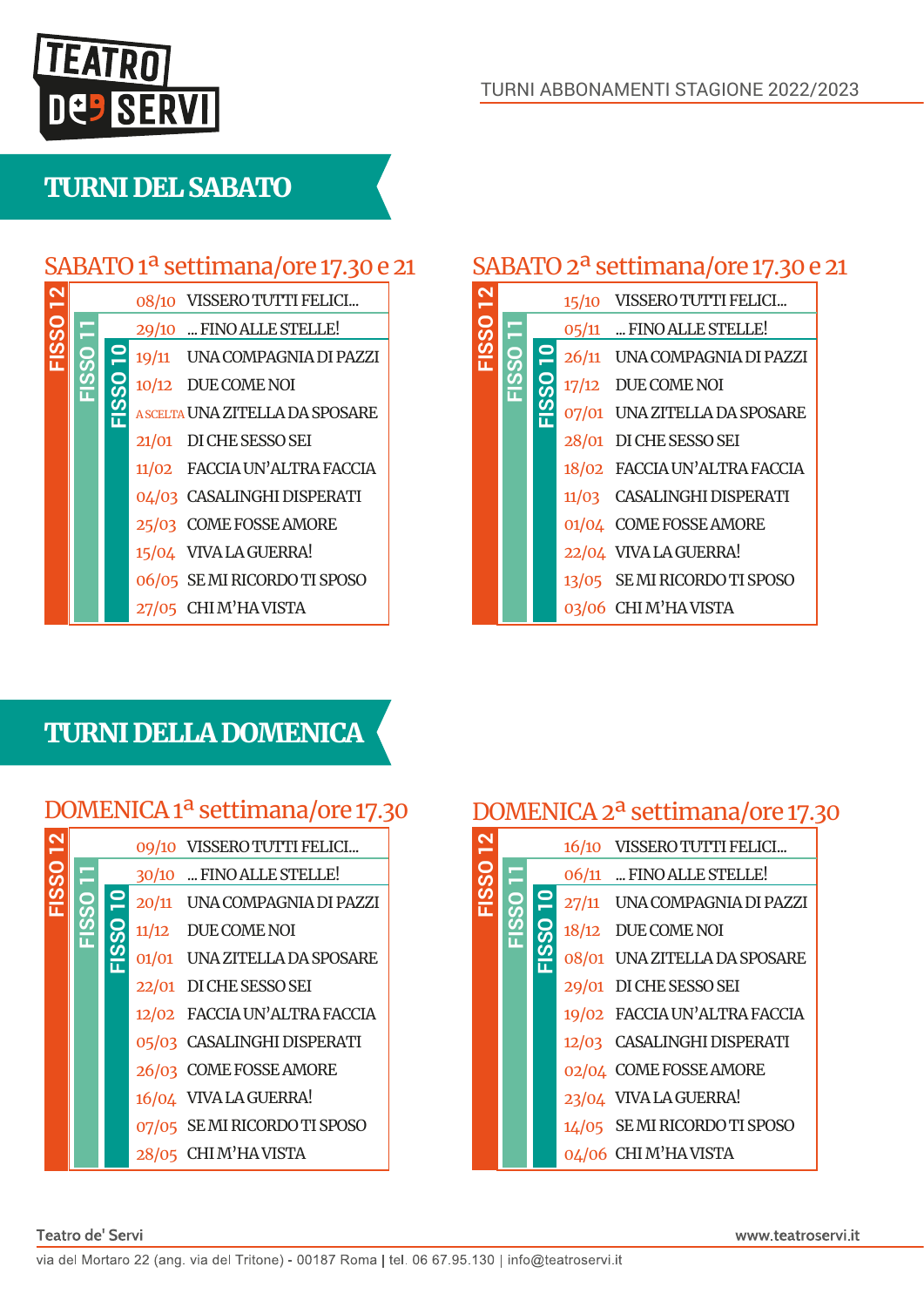TEATRO DE' SERVI

TURNI ABBONAMENTI STAGIONE 2022/2023

## TURNI DEL SABATO

### SABATO 1ª settimana/ore 17.30 e 21

| FISSO 12 | FISSO 11 | FISSO 10 | Data | Spettacolo |
|---|---|---|---|---|
| ✓ | | | 08/10 | VISSERO TUTTI FELICI... |
| ✓ | ✓ | | 29/10 | ... FINO ALLE STELLE! |
| ✓ | ✓ | ✓ | 19/11 | UNA COMPAGNIA DI PAZZI |
| ✓ | ✓ | ✓ | 10/12 | DUE COME NOI |
| ✓ | ✓ | ✓ | A SCELTA | UNA ZITELLA DA SPOSARE |
| ✓ | ✓ | ✓ | 21/01 | DI CHE SESSO SEI |
| ✓ | ✓ | ✓ | 11/02 | FACCIA UN'ALTRA FACCIA |
| ✓ | ✓ | ✓ | 04/03 | CASALINGHI DISPERATI |
| ✓ | ✓ | ✓ | 25/03 | COME FOSSE AMORE |
| ✓ | ✓ | ✓ | 15/04 | VIVA LA GUERRA! |
| ✓ | ✓ | ✓ | 06/05 | SE MI RICORDO TI SPOSO |
| ✓ | ✓ | ✓ | 27/05 | CHI M'HA VISTA |

### SABATO 2ª settimana/ore 17.30 e 21

| FISSO 12 | FISSO 11 | FISSO 10 | Data | Spettacolo |
|---|---|---|---|---|
| ✓ | | | 15/10 | VISSERO TUTTI FELICI... |
| ✓ | ✓ | | 05/11 | ... FINO ALLE STELLE! |
| ✓ | ✓ | ✓ | 26/11 | UNA COMPAGNIA DI PAZZI |
| ✓ | ✓ | ✓ | 17/12 | DUE COME NOI |
| ✓ | ✓ | ✓ | 07/01 | UNA ZITELLA DA SPOSARE |
| ✓ | ✓ | ✓ | 28/01 | DI CHE SESSO SEI |
| ✓ | ✓ | ✓ | 18/02 | FACCIA UN'ALTRA FACCIA |
| ✓ | ✓ | ✓ | 11/03 | CASALINGHI DISPERATI |
| ✓ | ✓ | ✓ | 01/04 | COME FOSSE AMORE |
| ✓ | ✓ | ✓ | 22/04 | VIVA LA GUERRA! |
| ✓ | ✓ | ✓ | 13/05 | SE MI RICORDO TI SPOSO |
| ✓ | ✓ | ✓ | 03/06 | CHI M'HA VISTA |

## TURNI DELLA DOMENICA

### DOMENICA 1ª settimana/ore 17.30

| FISSO 12 | FISSO 11 | FISSO 10 | Data | Spettacolo |
|---|---|---|---|---|
| ✓ | | | 09/10 | VISSERO TUTTI FELICI... |
| ✓ | ✓ | | 30/10 | ... FINO ALLE STELLE! |
| ✓ | ✓ | ✓ | 20/11 | UNA COMPAGNIA DI PAZZI |
| ✓ | ✓ | ✓ | 11/12 | DUE COME NOI |
| ✓ | ✓ | ✓ | 01/01 | UNA ZITELLA DA SPOSARE |
| ✓ | ✓ | ✓ | 22/01 | DI CHE SESSO SEI |
| ✓ | ✓ | ✓ | 12/02 | FACCIA UN'ALTRA FACCIA |
| ✓ | ✓ | ✓ | 05/03 | CASALINGHI DISPERATI |
| ✓ | ✓ | ✓ | 26/03 | COME FOSSE AMORE |
| ✓ | ✓ | ✓ | 16/04 | VIVA LA GUERRA! |
| ✓ | ✓ | ✓ | 07/05 | SE MI RICORDO TI SPOSO |
| ✓ | ✓ | ✓ | 28/05 | CHI M'HA VISTA |

### DOMENICA 2ª settimana/ore 17.30

| FISSO 12 | FISSO 11 | FISSO 10 | Data | Spettacolo |
|---|---|---|---|---|
| ✓ | | | 16/10 | VISSERO TUTTI FELICI... |
| ✓ | ✓ | | 06/11 | ... FINO ALLE STELLE! |
| ✓ | ✓ | ✓ | 27/11 | UNA COMPAGNIA DI PAZZI |
| ✓ | ✓ | ✓ | 18/12 | DUE COME NOI |
| ✓ | ✓ | ✓ | 08/01 | UNA ZITELLA DA SPOSARE |
| ✓ | ✓ | ✓ | 29/01 | DI CHE SESSO SEI |
| ✓ | ✓ | ✓ | 19/02 | FACCIA UN'ALTRA FACCIA |
| ✓ | ✓ | ✓ | 12/03 | CASALINGHI DISPERATI |
| ✓ | ✓ | ✓ | 02/04 | COME FOSSE AMORE |
| ✓ | ✓ | ✓ | 23/04 | VIVA LA GUERRA! |
| ✓ | ✓ | ✓ | 14/05 | SE MI RICORDO TI SPOSO |
| ✓ | ✓ | ✓ | 04/06 | CHI M'HA VISTA |

Teatro de' Servi — www.teatroservi.it

via del Mortaro 22 (ang. via del Tritone) - 00187 Roma | tel. 06 67.95.130 | info@teatroservi.it